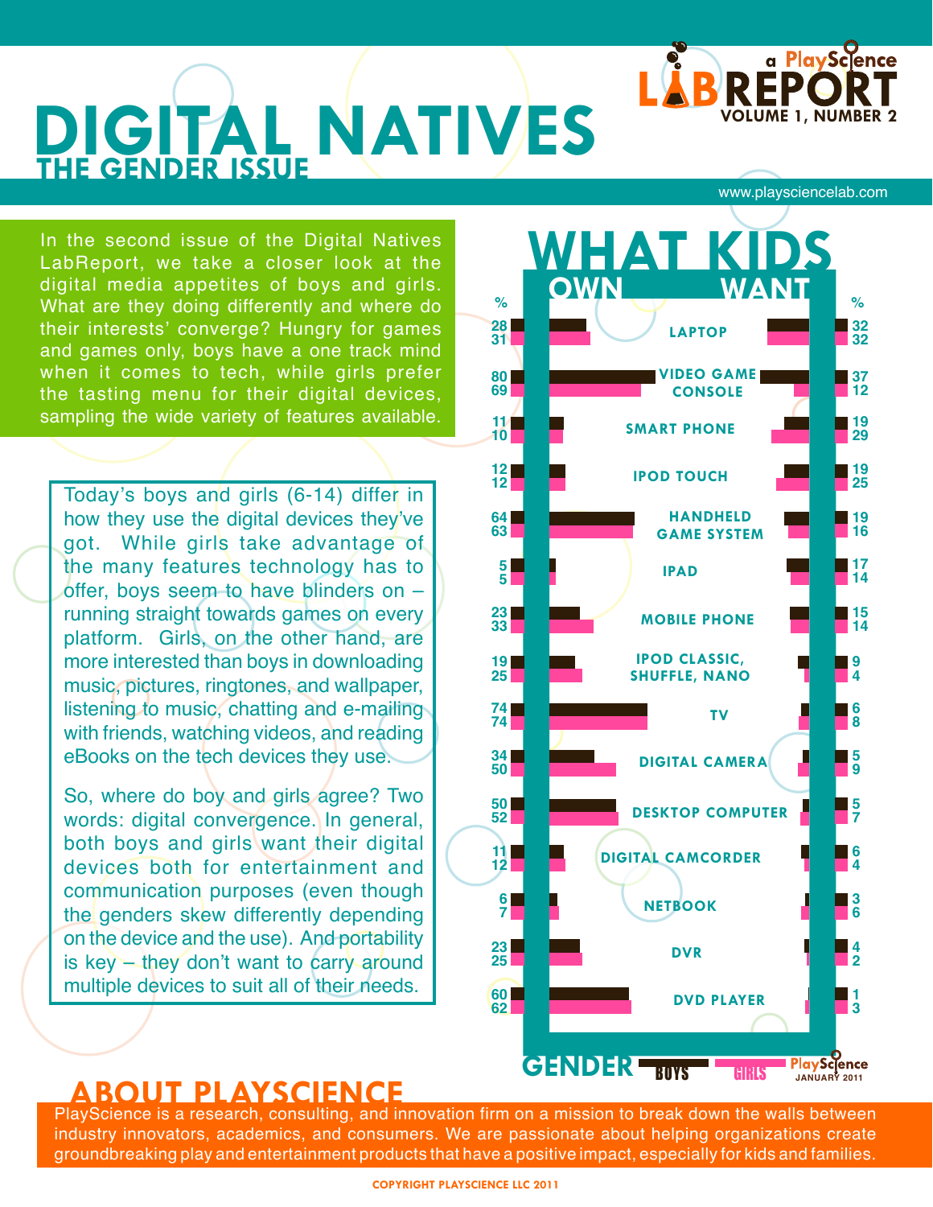# DIGITAL NATIVES

## THE GENDER ISSUE

a PlayScience LAB REPORT
VOLUME 1, NUMBER 2

www.playsciencelab.com

In the second issue of the Digital Natives LabReport, we take a closer look at the digital media appetites of boys and girls. What are they doing differently and where do their interests' converge? Hungry for games and games only, boys have a one track mind when it comes to tech, while girls prefer the tasting menu for their digital devices, sampling the wide variety of features available.

Today's boys and girls (6-14) differ in how they use the digital devices they've got. While girls take advantage of the many features technology has to offer, boys seem to have blinders on – running straight towards games on every platform. Girls, on the other hand, are more interested than boys in downloading music, pictures, ringtones, and wallpaper, listening to music, chatting and e-mailing with friends, watching videos, and reading eBooks on the tech devices they use.

So, where do boy and girls agree? Two words: digital convergence. In general, both boys and girls want their digital devices both for entertainment and communication purposes (even though the genders skew differently depending on the device and the use). And portability is key – they don't want to carry around multiple devices to suit all of their needs.

## WHAT KIDS OWN / WANT

| Device | Own % Boys | Own % Girls | Want % Boys | Want % Girls |
|---|---|---|---|---|
| LAPTOP | 28 | 31 | 32 | 32 |
| VIDEO GAME CONSOLE | 80 | 69 | 37 | 12 |
| SMART PHONE | 11 | 10 | 19 | 29 |
| IPOD TOUCH | 12 | 12 | 19 | 25 |
| HANDHELD GAME SYSTEM | 64 | 63 | 19 | 16 |
| IPAD | 5 | 5 | 17 | 14 |
| MOBILE PHONE | 23 | 33 | 15 | 14 |
| IPOD CLASSIC, SHUFFLE, NANO | 19 | 25 | 9 | 4 |
| TV | 74 | 74 | 6 | 8 |
| DIGITAL CAMERA | 34 | 50 | 5 | 9 |
| DESKTOP COMPUTER | 50 | 52 | 5 | 7 |
| DIGITAL CAMCORDER | 11 | 12 | 6 | 4 |
| NETBOOK | 6 | 7 | 3 | 6 |
| DVR | 23 | 25 | 4 | 2 |
| DVD PLAYER | 60 | 62 | 1 | 3 |

GENDER: BOYS / GIRLS

PlayScience JANUARY 2011

## ABOUT PLAYSCIENCE

PlayScience is a research, consulting, and innovation firm on a mission to break down the walls between industry innovators, academics, and consumers. We are passionate about helping organizations create groundbreaking play and entertainment products that have a positive impact, especially for kids and families.

COPYRIGHT PLAYSCIENCE LLC 2011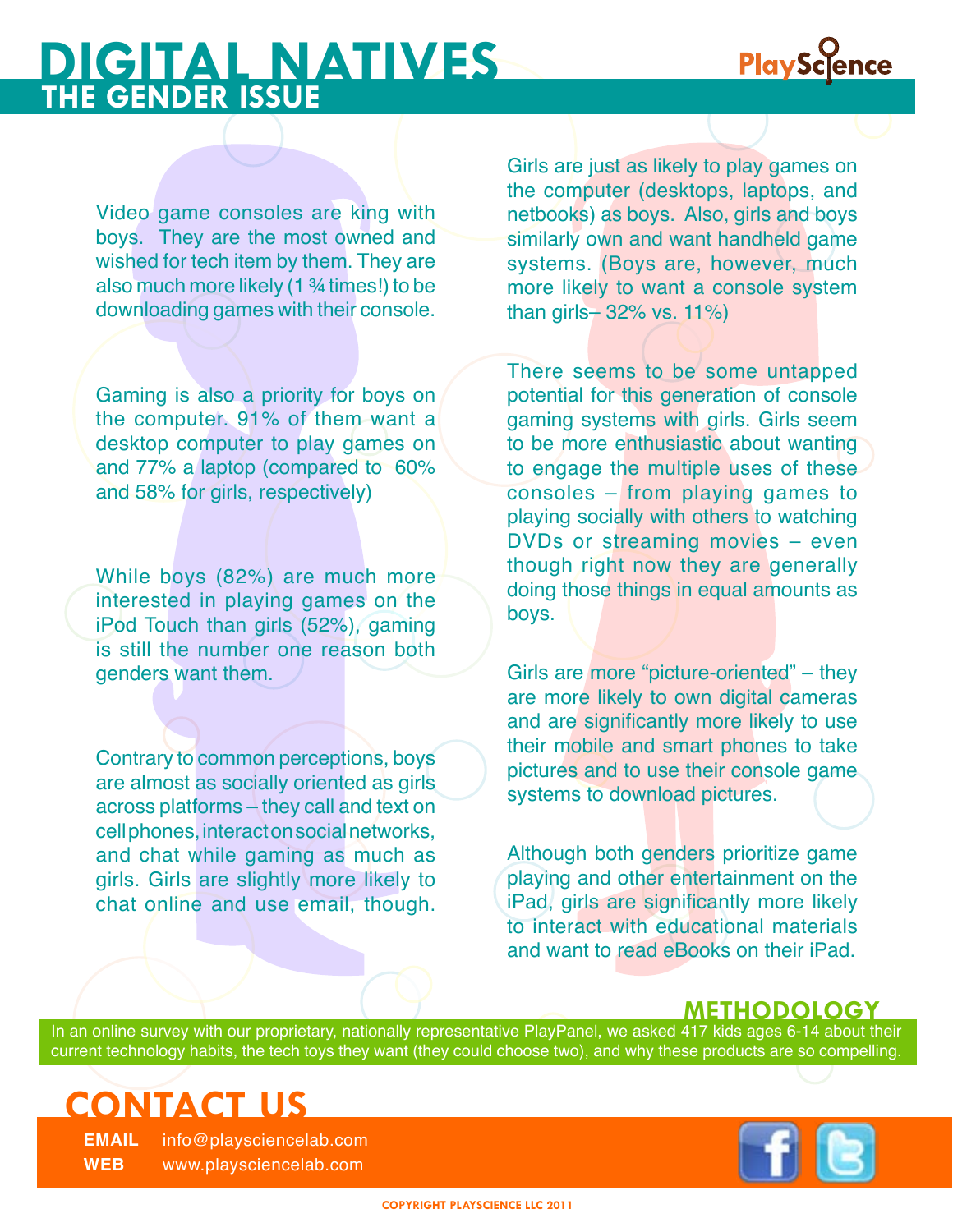# DIGITAL NATIVES
## THE GENDER ISSUE

Video game consoles are king with boys. They are the most owned and wished for tech item by them. They are also much more likely (1 ¾ times!) to be downloading games with their console.

Gaming is also a priority for boys on the computer. 91% of them want a desktop computer to play games on and 77% a laptop (compared to 60% and 58% for girls, respectively)

While boys (82%) are much more interested in playing games on the iPod Touch than girls (52%), gaming is still the number one reason both genders want them.

Contrary to common perceptions, boys are almost as socially oriented as girls across platforms – they call and text on cell phones, interact on social networks, and chat while gaming as much as girls. Girls are slightly more likely to chat online and use email, though.

Girls are just as likely to play games on the computer (desktops, laptops, and netbooks) as boys. Also, girls and boys similarly own and want handheld game systems. (Boys are, however, much more likely to want a console system than girls– 32% vs. 11%)

There seems to be some untapped potential for this generation of console gaming systems with girls. Girls seem to be more enthusiastic about wanting to engage the multiple uses of these consoles – from playing games to playing socially with others to watching DVDs or streaming movies – even though right now they are generally doing those things in equal amounts as boys.

Girls are more "picture-oriented" – they are more likely to own digital cameras and are significantly more likely to use their mobile and smart phones to take pictures and to use their console game systems to download pictures.

Although both genders prioritize game playing and other entertainment on the iPad, girls are significantly more likely to interact with educational materials and want to read eBooks on their iPad.

## METHODOLOGY

In an online survey with our proprietary, nationally representative PlayPanel, we asked 417 kids ages 6-14 about their current technology habits, the tech toys they want (they could choose two), and why these products are so compelling.

## CONTACT US

**EMAIL** info@playsciencelab.com
**WEB** www.playsciencelab.com

COPYRIGHT PLAYSCIENCE LLC 2011